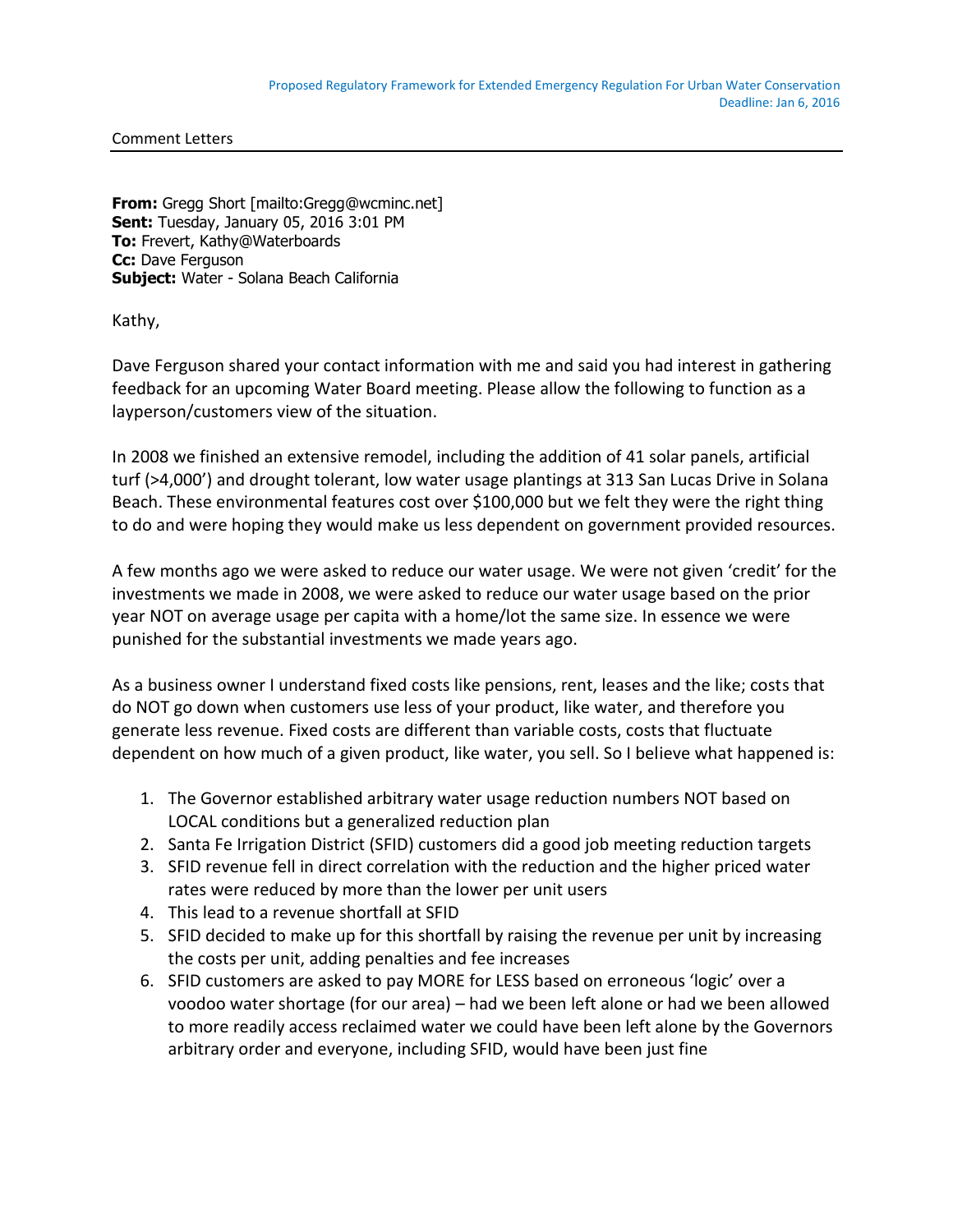Proposed Regulatory Framework for Extended Emergency Regulation For Urban Water Conservation
Deadline: Jan 6, 2016

Comment Letters

**From:** Gregg Short [mailto:Gregg@wcminc.net]
**Sent:** Tuesday, January 05, 2016 3:01 PM
**To:** Frevert, Kathy@Waterboards
**Cc:** Dave Ferguson
**Subject:** Water - Solana Beach California

Kathy,

Dave Ferguson shared your contact information with me and said you had interest in gathering feedback for an upcoming Water Board meeting. Please allow the following to function as a layperson/customers view of the situation.

In 2008 we finished an extensive remodel, including the addition of 41 solar panels, artificial turf (>4,000') and drought tolerant, low water usage plantings at 313 San Lucas Drive in Solana Beach. These environmental features cost over $100,000 but we felt they were the right thing to do and were hoping they would make us less dependent on government provided resources.

A few months ago we were asked to reduce our water usage. We were not given 'credit' for the investments we made in 2008, we were asked to reduce our water usage based on the prior year NOT on average usage per capita with a home/lot the same size. In essence we were punished for the substantial investments we made years ago.

As a business owner I understand fixed costs like pensions, rent, leases and the like; costs that do NOT go down when customers use less of your product, like water, and therefore you generate less revenue. Fixed costs are different than variable costs, costs that fluctuate dependent on how much of a given product, like water, you sell. So I believe what happened is:

1. The Governor established arbitrary water usage reduction numbers NOT based on LOCAL conditions but a generalized reduction plan
2. Santa Fe Irrigation District (SFID) customers did a good job meeting reduction targets
3. SFID revenue fell in direct correlation with the reduction and the higher priced water rates were reduced by more than the lower per unit users
4. This lead to a revenue shortfall at SFID
5. SFID decided to make up for this shortfall by raising the revenue per unit by increasing the costs per unit, adding penalties and fee increases
6. SFID customers are asked to pay MORE for LESS based on erroneous 'logic' over a voodoo water shortage (for our area) – had we been left alone or had we been allowed to more readily access reclaimed water we could have been left alone by the Governors arbitrary order and everyone, including SFID, would have been just fine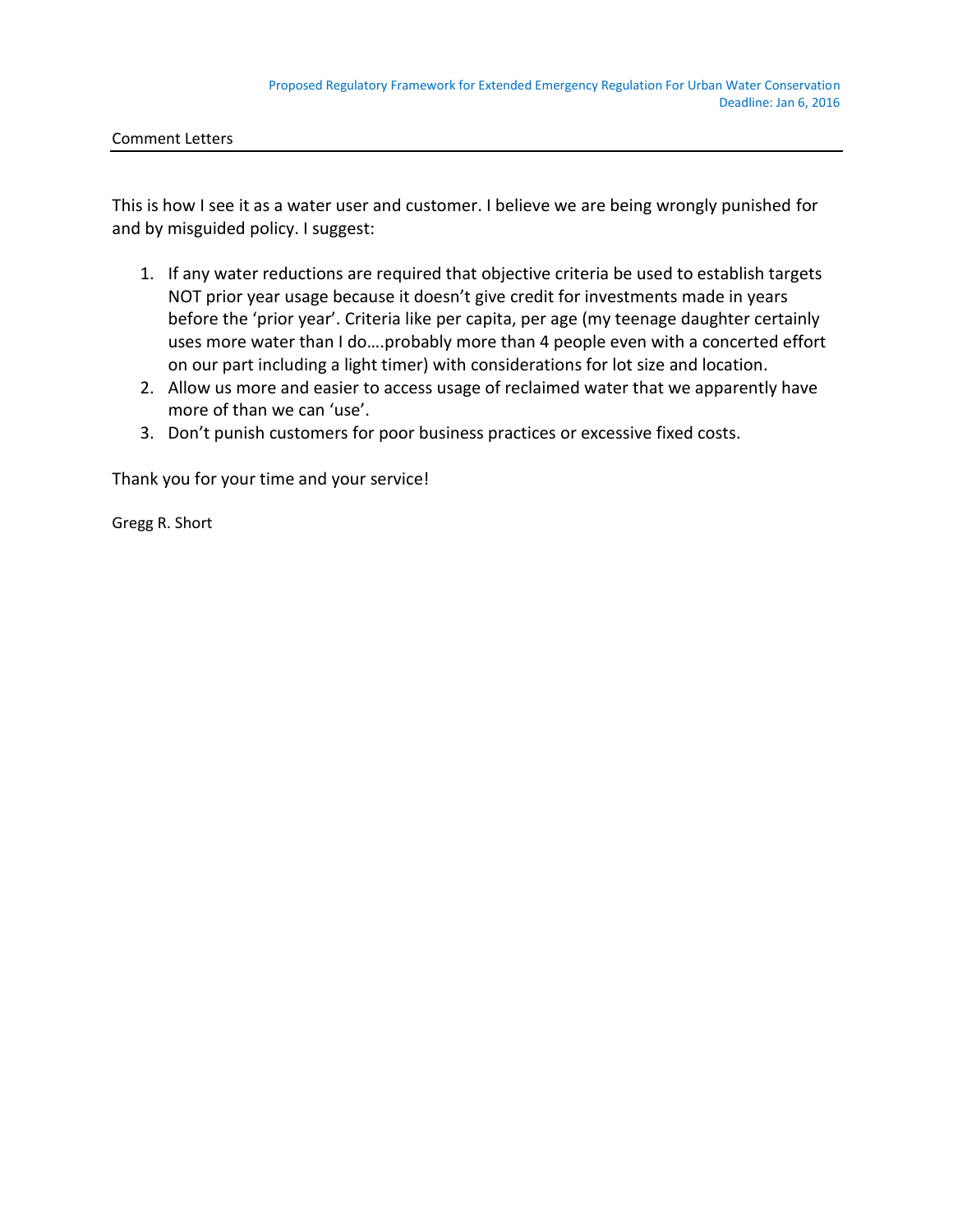Comment Letters

This is how I see it as a water user and customer. I believe we are being wrongly punished for and by misguided policy. I suggest:

1. If any water reductions are required that objective criteria be used to establish targets NOT prior year usage because it doesn't give credit for investments made in years before the 'prior year'. Criteria like per capita, per age (my teenage daughter certainly uses more water than I do….probably more than 4 people even with a concerted effort on our part including a light timer) with considerations for lot size and location.
2. Allow us more and easier to access usage of reclaimed water that we apparently have more of than we can 'use'.
3. Don't punish customers for poor business practices or excessive fixed costs.

Thank you for your time and your service!

Gregg R. Short